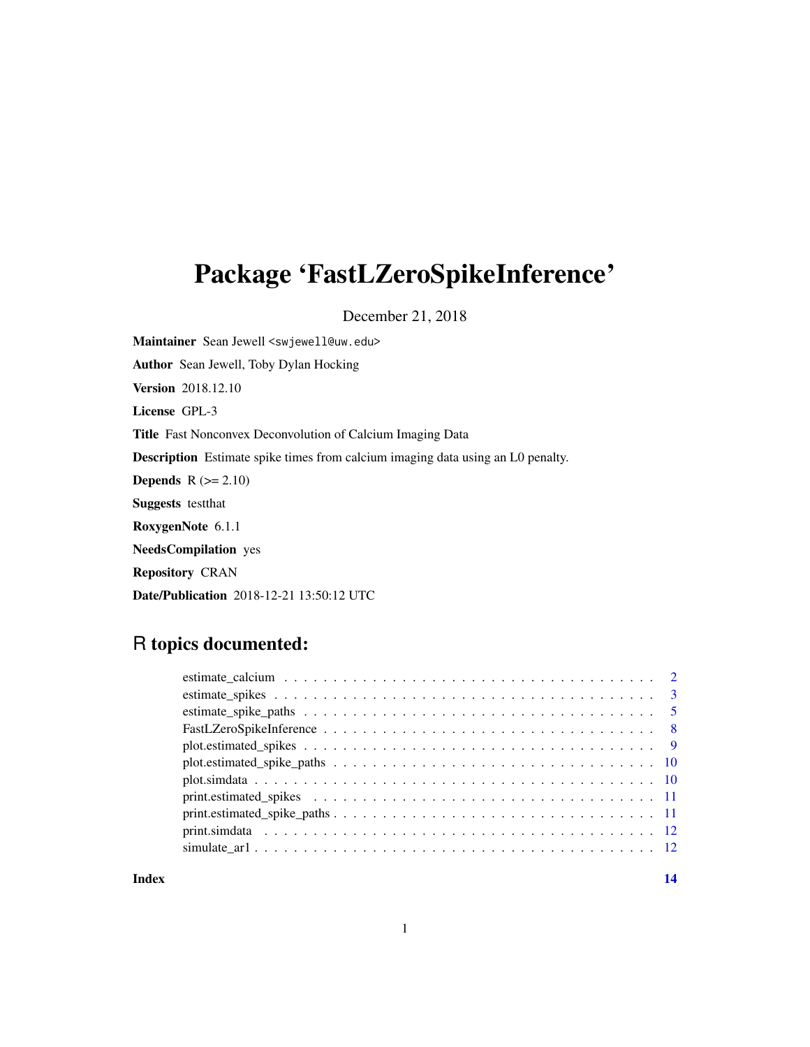# Package 'FastLZeroSpikeInference'

December 21, 2018

**Maintainer** Sean Jewell <swjewell@uw.edu>

**Author** Sean Jewell, Toby Dylan Hocking

**Version** 2018.12.10

**License** GPL-3

**Title** Fast Nonconvex Deconvolution of Calcium Imaging Data

**Description** Estimate spike times from calcium imaging data using an L0 penalty.

**Depends** R (>= 2.10)

**Suggests** testthat

**RoxygenNote** 6.1.1

**NeedsCompilation** yes

**Repository** CRAN

**Date/Publication** 2018-12-21 13:50:12 UTC

## R topics documented:

| | |
|---|---|
| estimate_calcium | 2 |
| estimate_spikes | 3 |
| estimate_spike_paths | 5 |
| FastLZeroSpikeInference | 8 |
| plot.estimated_spikes | 9 |
| plot.estimated_spike_paths | 10 |
| plot.simdata | 10 |
| print.estimated_spikes | 11 |
| print.estimated_spike_paths | 11 |
| print.simdata | 12 |
| simulate_ar1 | 12 |

**Index** **14**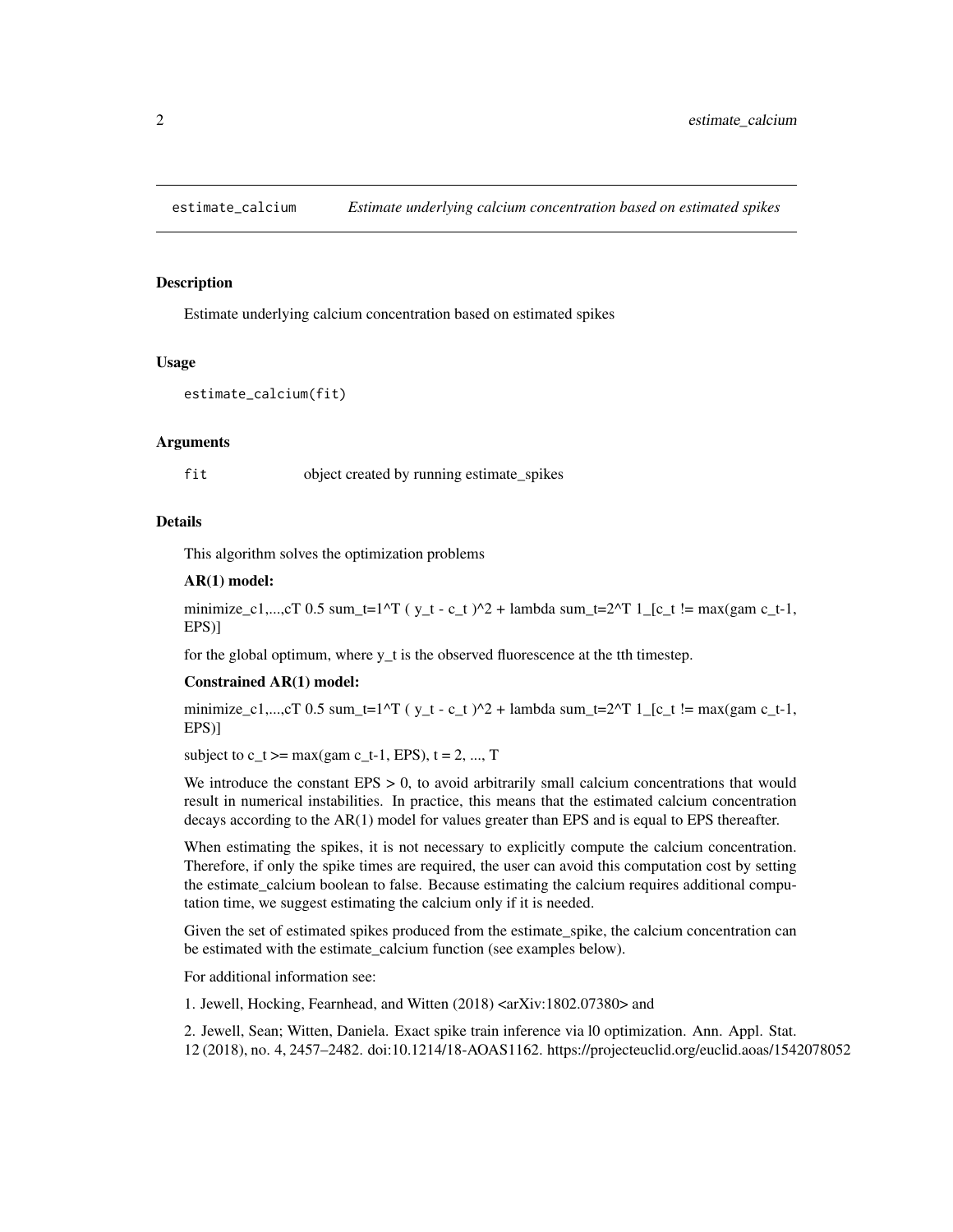## estimate_calcium — *Estimate underlying calcium concentration based on estimated spikes*

### Description

Estimate underlying calcium concentration based on estimated spikes

### Usage

```
estimate_calcium(fit)
```

### Arguments

| | |
|---|---|
| `fit` | object created by running estimate_spikes |

### Details

This algorithm solves the optimization problems

**AR(1) model:**

minimize_c1,...,cT 0.5 sum_t=1^T ( y_t - c_t )^2 + lambda sum_t=2^T 1_[c_t != max(gam c_t-1, EPS)]

for the global optimum, where y_t is the observed fluorescence at the tth timestep.

**Constrained AR(1) model:**

minimize_c1,...,cT 0.5 sum_t=1^T ( y_t - c_t )^2 + lambda sum_t=2^T 1_[c_t != max(gam c_t-1, EPS)]

subject to c_t >= max(gam c_t-1, EPS), t = 2, ..., T

We introduce the constant EPS > 0, to avoid arbitrarily small calcium concentrations that would result in numerical instabilities. In practice, this means that the estimated calcium concentration decays according to the AR(1) model for values greater than EPS and is equal to EPS thereafter.

When estimating the spikes, it is not necessary to explicitly compute the calcium concentration. Therefore, if only the spike times are required, the user can avoid this computation cost by setting the estimate_calcium boolean to false. Because estimating the calcium requires additional computation time, we suggest estimating the calcium only if it is needed.

Given the set of estimated spikes produced from the estimate_spike, the calcium concentration can be estimated with the estimate_calcium function (see examples below).

For additional information see:

1. Jewell, Hocking, Fearnhead, and Witten (2018) <arXiv:1802.07380> and

2. Jewell, Sean; Witten, Daniela. Exact spike train inference via l0 optimization. Ann. Appl. Stat. 12 (2018), no. 4, 2457–2482. doi:10.1214/18-AOAS1162. https://projecteuclid.org/euclid.aoas/1542078052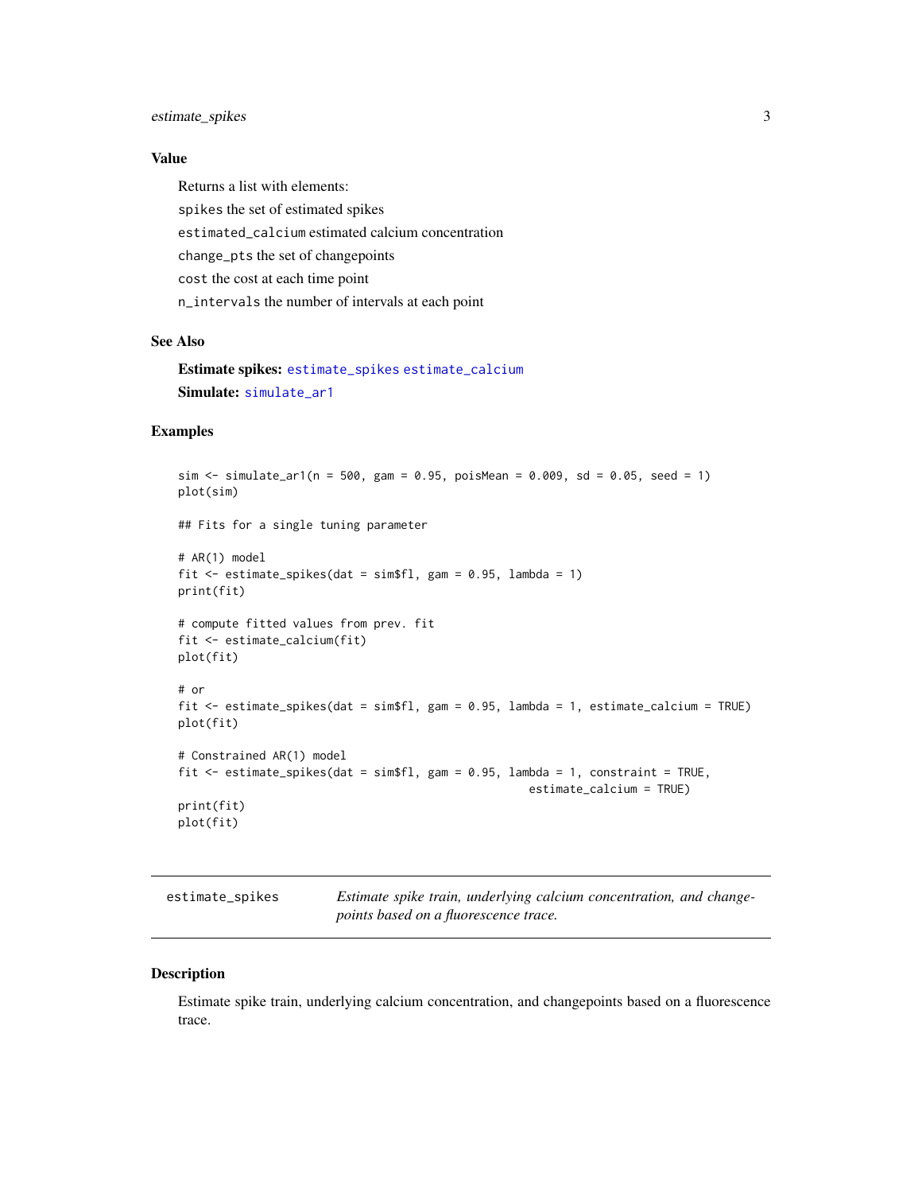## Value

Returns a list with elements:

`spikes` the set of estimated spikes

`estimated_calcium` estimated calcium concentration

`change_pts` the set of changepoints

`cost` the cost at each time point

`n_intervals` the number of intervals at each point

## See Also

**Estimate spikes:** `estimate_spikes` `estimate_calcium`

**Simulate:** `simulate_ar1`

## Examples

```
sim <- simulate_ar1(n = 500, gam = 0.95, poisMean = 0.009, sd = 0.05, seed = 1)
plot(sim)

## Fits for a single tuning parameter

# AR(1) model
fit <- estimate_spikes(dat = sim$fl, gam = 0.95, lambda = 1)
print(fit)

# compute fitted values from prev. fit
fit <- estimate_calcium(fit)
plot(fit)

# or
fit <- estimate_spikes(dat = sim$fl, gam = 0.95, lambda = 1, estimate_calcium = TRUE)
plot(fit)

# Constrained AR(1) model
fit <- estimate_spikes(dat = sim$fl, gam = 0.95, lambda = 1, constraint = TRUE,
                                                     estimate_calcium = TRUE)
print(fit)
plot(fit)
```

---

`estimate_spikes` *Estimate spike train, underlying calcium concentration, and changepoints based on a fluorescence trace.*

---

## Description

Estimate spike train, underlying calcium concentration, and changepoints based on a fluorescence trace.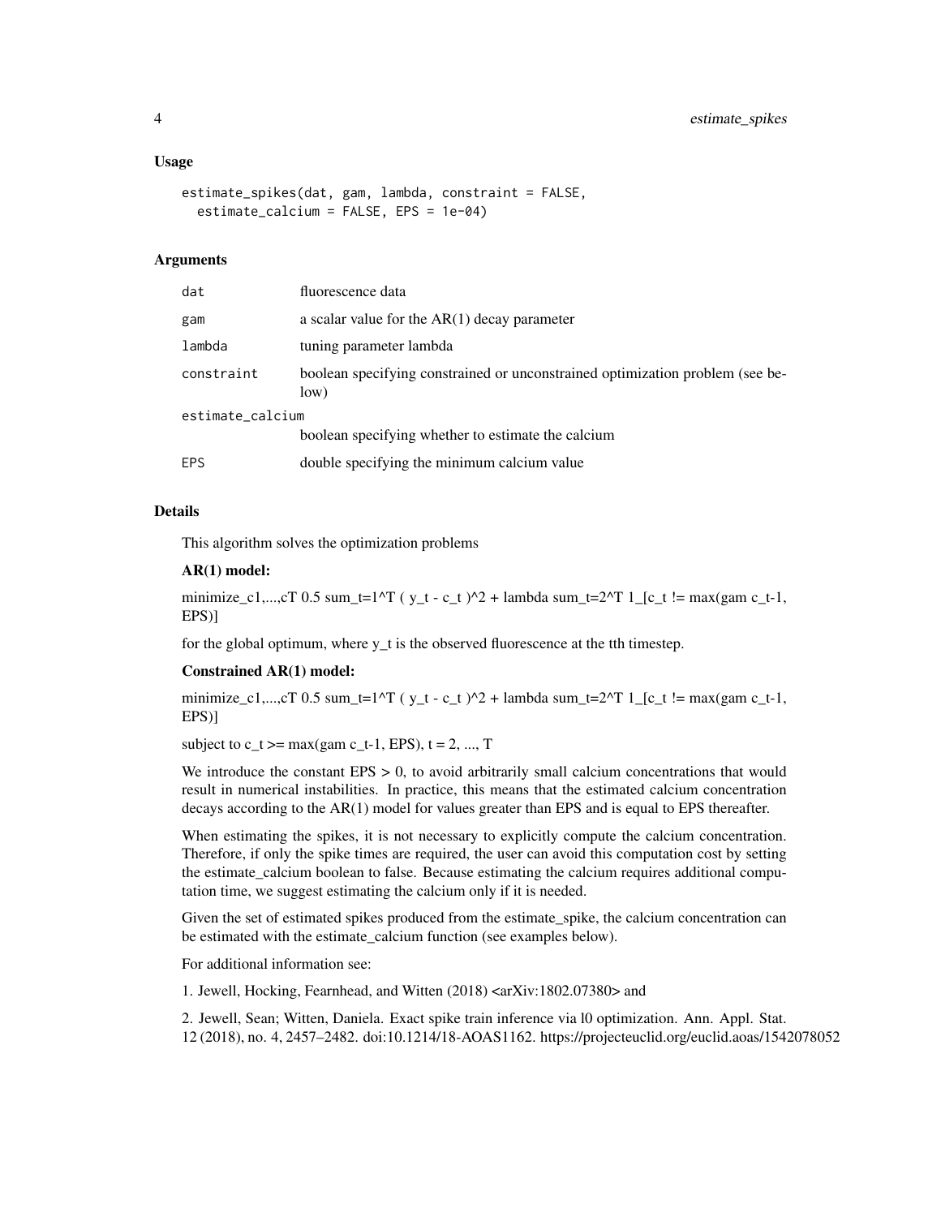### Usage

```
estimate_spikes(dat, gam, lambda, constraint = FALSE,
  estimate_calcium = FALSE, EPS = 1e-04)
```

### Arguments

| Argument | Description |
|---|---|
| dat | fluorescence data |
| gam | a scalar value for the AR(1) decay parameter |
| lambda | tuning parameter lambda |
| constraint | boolean specifying constrained or unconstrained optimization problem (see below) |
| estimate_calcium | boolean specifying whether to estimate the calcium |
| EPS | double specifying the minimum calcium value |

### Details

This algorithm solves the optimization problems

**AR(1) model:**

minimize_c1,...,cT 0.5 sum_t=1^T ( y_t - c_t )^2 + lambda sum_t=2^T 1_[c_t != max(gam c_t-1, EPS)]

for the global optimum, where y_t is the observed fluorescence at the tth timestep.

**Constrained AR(1) model:**

minimize_c1,...,cT 0.5 sum_t=1^T ( y_t - c_t )^2 + lambda sum_t=2^T 1_[c_t != max(gam c_t-1, EPS)]

subject to c_t >= max(gam c_t-1, EPS), t = 2, ..., T

We introduce the constant EPS > 0, to avoid arbitrarily small calcium concentrations that would result in numerical instabilities. In practice, this means that the estimated calcium concentration decays according to the AR(1) model for values greater than EPS and is equal to EPS thereafter.

When estimating the spikes, it is not necessary to explicitly compute the calcium concentration. Therefore, if only the spike times are required, the user can avoid this computation cost by setting the estimate_calcium boolean to false. Because estimating the calcium requires additional computation time, we suggest estimating the calcium only if it is needed.

Given the set of estimated spikes produced from the estimate_spike, the calcium concentration can be estimated with the estimate_calcium function (see examples below).

For additional information see:

1. Jewell, Hocking, Fearnhead, and Witten (2018) <arXiv:1802.07380> and

2. Jewell, Sean; Witten, Daniela. Exact spike train inference via l0 optimization. Ann. Appl. Stat. 12 (2018), no. 4, 2457–2482. doi:10.1214/18-AOAS1162. https://projecteuclid.org/euclid.aoas/1542078052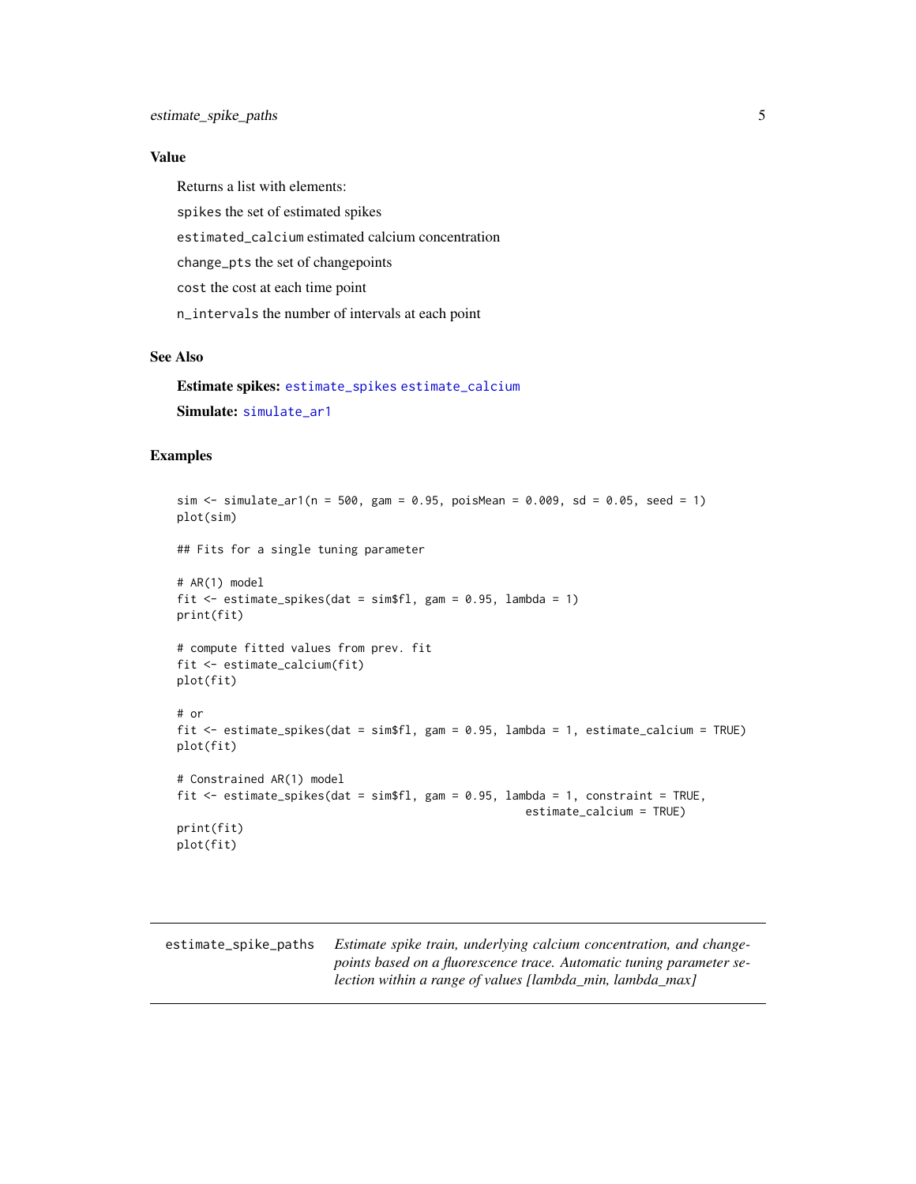## Value

Returns a list with elements:

`spikes` the set of estimated spikes

`estimated_calcium` estimated calcium concentration

`change_pts` the set of changepoints

`cost` the cost at each time point

`n_intervals` the number of intervals at each point

## See Also

**Estimate spikes:** `estimate_spikes` `estimate_calcium`

**Simulate:** `simulate_ar1`

## Examples

```
sim <- simulate_ar1(n = 500, gam = 0.95, poisMean = 0.009, sd = 0.05, seed = 1)
plot(sim)

## Fits for a single tuning parameter

# AR(1) model
fit <- estimate_spikes(dat = sim$fl, gam = 0.95, lambda = 1)
print(fit)

# compute fitted values from prev. fit
fit <- estimate_calcium(fit)
plot(fit)

# or
fit <- estimate_spikes(dat = sim$fl, gam = 0.95, lambda = 1, estimate_calcium = TRUE)
plot(fit)

# Constrained AR(1) model
fit <- estimate_spikes(dat = sim$fl, gam = 0.95, lambda = 1, constraint = TRUE,
                                                     estimate_calcium = TRUE)
print(fit)
plot(fit)
```

---

# estimate_spike_paths

*Estimate spike train, underlying calcium concentration, and changepoints based on a fluorescence trace. Automatic tuning parameter selection within a range of values [lambda_min, lambda_max]*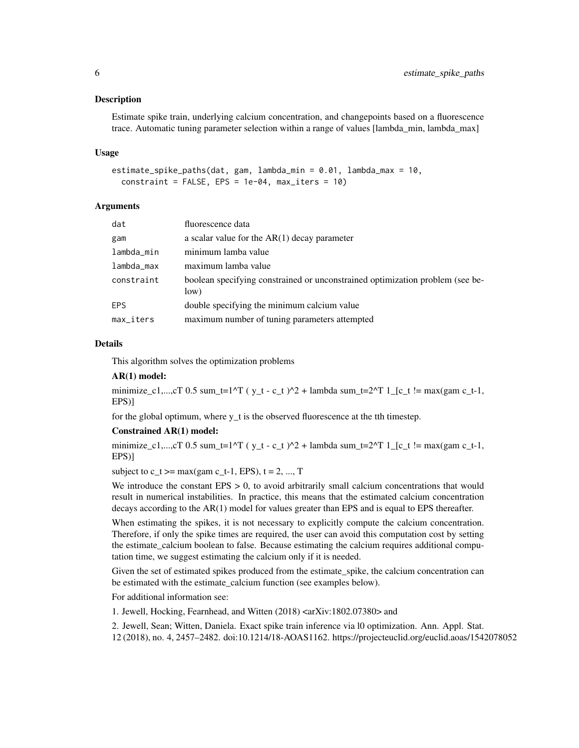## Description

Estimate spike train, underlying calcium concentration, and changepoints based on a fluorescence trace. Automatic tuning parameter selection within a range of values [lambda_min, lambda_max]

## Usage

```
estimate_spike_paths(dat, gam, lambda_min = 0.01, lambda_max = 10,
  constraint = FALSE, EPS = 1e-04, max_iters = 10)
```

## Arguments

| | |
|---|---|
| dat | fluorescence data |
| gam | a scalar value for the AR(1) decay parameter |
| lambda_min | minimum lamba value |
| lambda_max | maximum lamba value |
| constraint | boolean specifying constrained or unconstrained optimization problem (see below) |
| EPS | double specifying the minimum calcium value |
| max_iters | maximum number of tuning parameters attempted |

## Details

This algorithm solves the optimization problems

**AR(1) model:**

minimize_c1,...,cT 0.5 sum_t=1^T ( y_t - c_t )^2 + lambda sum_t=2^T 1_[c_t != max(gam c_t-1, EPS)]

for the global optimum, where y_t is the observed fluorescence at the tth timestep.

**Constrained AR(1) model:**

minimize_c1,...,cT 0.5 sum_t=1^T ( y_t - c_t )^2 + lambda sum_t=2^T 1_[c_t != max(gam c_t-1, EPS)]

subject to c_t >= max(gam c_t-1, EPS), t = 2, ..., T

We introduce the constant EPS > 0, to avoid arbitrarily small calcium concentrations that would result in numerical instabilities. In practice, this means that the estimated calcium concentration decays according to the AR(1) model for values greater than EPS and is equal to EPS thereafter.

When estimating the spikes, it is not necessary to explicitly compute the calcium concentration. Therefore, if only the spike times are required, the user can avoid this computation cost by setting the estimate_calcium boolean to false. Because estimating the calcium requires additional computation time, we suggest estimating the calcium only if it is needed.

Given the set of estimated spikes produced from the estimate_spike, the calcium concentration can be estimated with the estimate_calcium function (see examples below).

For additional information see:

1. Jewell, Hocking, Fearnhead, and Witten (2018) <arXiv:1802.07380> and

2. Jewell, Sean; Witten, Daniela. Exact spike train inference via l0 optimization. Ann. Appl. Stat. 12 (2018), no. 4, 2457–2482. doi:10.1214/18-AOAS1162. https://projecteuclid.org/euclid.aoas/1542078052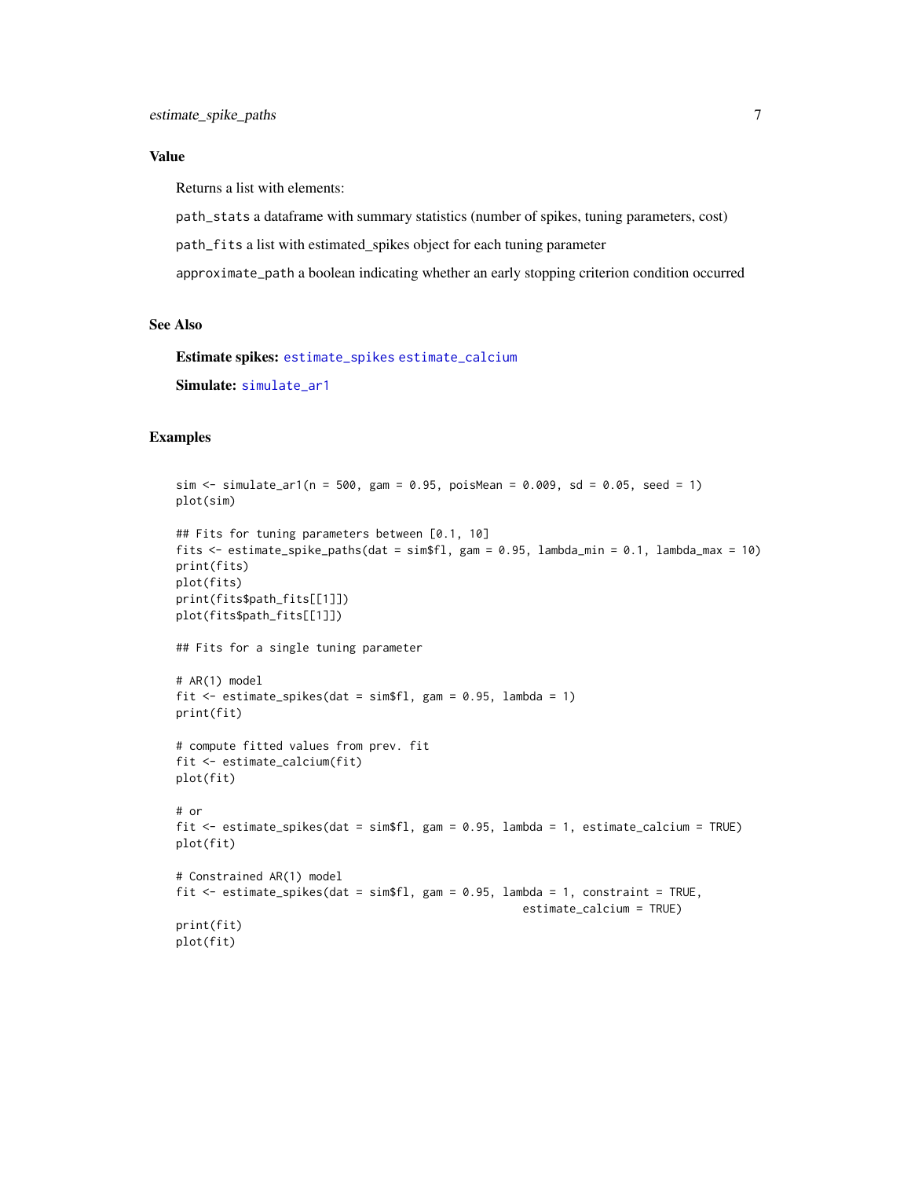### Value

Returns a list with elements:

`path_stats` a dataframe with summary statistics (number of spikes, tuning parameters, cost)

`path_fits` a list with estimated_spikes object for each tuning parameter

`approximate_path` a boolean indicating whether an early stopping criterion condition occurred

### See Also

**Estimate spikes:** `estimate_spikes` `estimate_calcium`

**Simulate:** `simulate_ar1`

### Examples

```
sim <- simulate_ar1(n = 500, gam = 0.95, poisMean = 0.009, sd = 0.05, seed = 1)
plot(sim)

## Fits for tuning parameters between [0.1, 10]
fits <- estimate_spike_paths(dat = sim$fl, gam = 0.95, lambda_min = 0.1, lambda_max = 10)
print(fits)
plot(fits)
print(fits$path_fits[[1]])
plot(fits$path_fits[[1]])

## Fits for a single tuning parameter

# AR(1) model
fit <- estimate_spikes(dat = sim$fl, gam = 0.95, lambda = 1)
print(fit)

# compute fitted values from prev. fit
fit <- estimate_calcium(fit)
plot(fit)

# or
fit <- estimate_spikes(dat = sim$fl, gam = 0.95, lambda = 1, estimate_calcium = TRUE)
plot(fit)

# Constrained AR(1) model
fit <- estimate_spikes(dat = sim$fl, gam = 0.95, lambda = 1, constraint = TRUE,
                                                     estimate_calcium = TRUE)
print(fit)
plot(fit)
```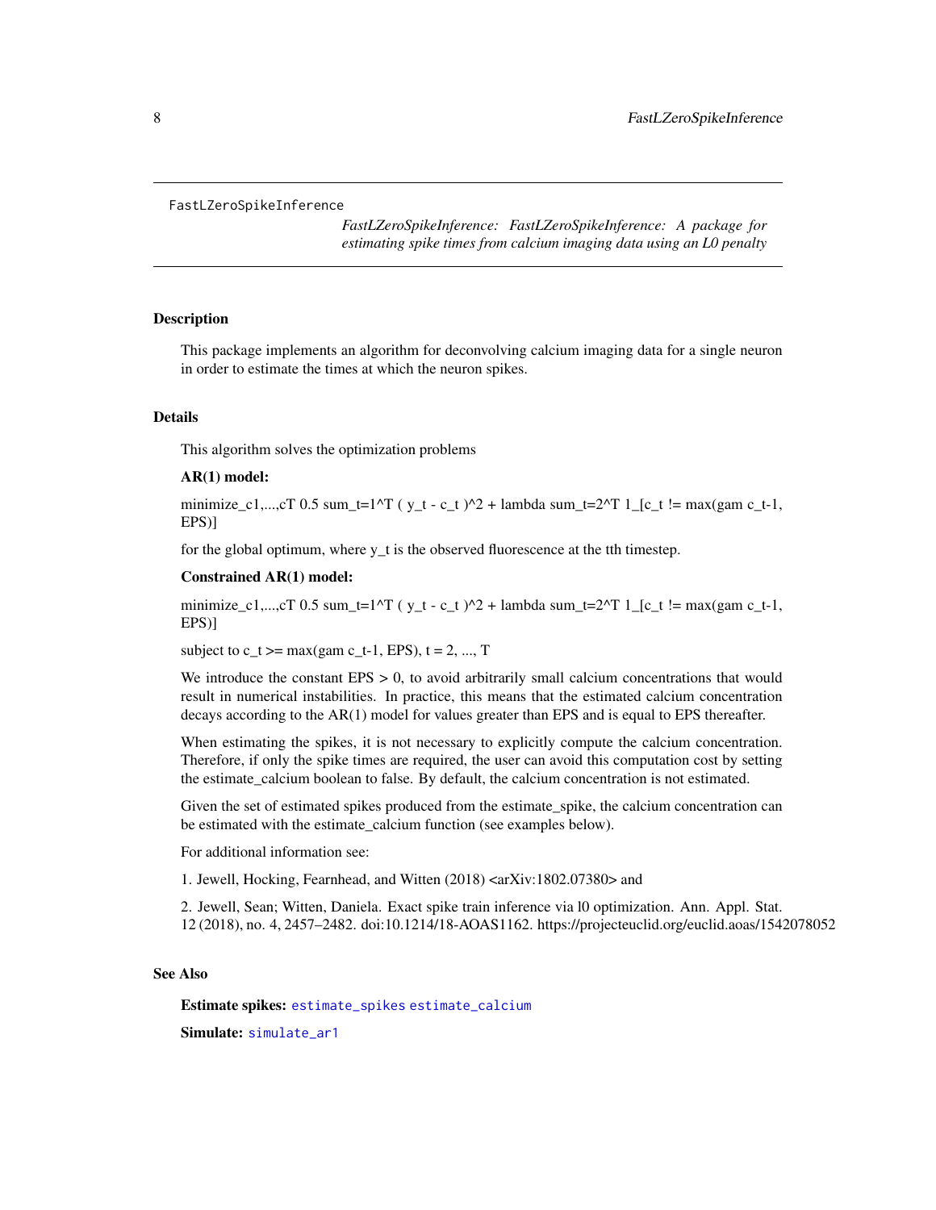FastLZeroSpikeInference

*FastLZeroSpikeInference: FastLZeroSpikeInference: A package for estimating spike times from calcium imaging data using an L0 penalty*

## Description

This package implements an algorithm for deconvolving calcium imaging data for a single neuron in order to estimate the times at which the neuron spikes.

## Details

This algorithm solves the optimization problems

**AR(1) model:**

minimize_c1,...,cT 0.5 sum_t=1^T ( y_t - c_t )^2 + lambda sum_t=2^T 1_[c_t != max(gam c_t-1, EPS)]

for the global optimum, where y_t is the observed fluorescence at the tth timestep.

**Constrained AR(1) model:**

minimize_c1,...,cT 0.5 sum_t=1^T ( y_t - c_t )^2 + lambda sum_t=2^T 1_[c_t != max(gam c_t-1, EPS)]

subject to c_t >= max(gam c_t-1, EPS), t = 2, ..., T

We introduce the constant EPS > 0, to avoid arbitrarily small calcium concentrations that would result in numerical instabilities. In practice, this means that the estimated calcium concentration decays according to the AR(1) model for values greater than EPS and is equal to EPS thereafter.

When estimating the spikes, it is not necessary to explicitly compute the calcium concentration. Therefore, if only the spike times are required, the user can avoid this computation cost by setting the estimate_calcium boolean to false. By default, the calcium concentration is not estimated.

Given the set of estimated spikes produced from the estimate_spike, the calcium concentration can be estimated with the estimate_calcium function (see examples below).

For additional information see:

1. Jewell, Hocking, Fearnhead, and Witten (2018) <arXiv:1802.07380> and

2. Jewell, Sean; Witten, Daniela. Exact spike train inference via l0 optimization. Ann. Appl. Stat. 12 (2018), no. 4, 2457–2482. doi:10.1214/18-AOAS1162. https://projecteuclid.org/euclid.aoas/1542078052

## See Also

**Estimate spikes:** `estimate_spikes` `estimate_calcium`

**Simulate:** `simulate_ar1`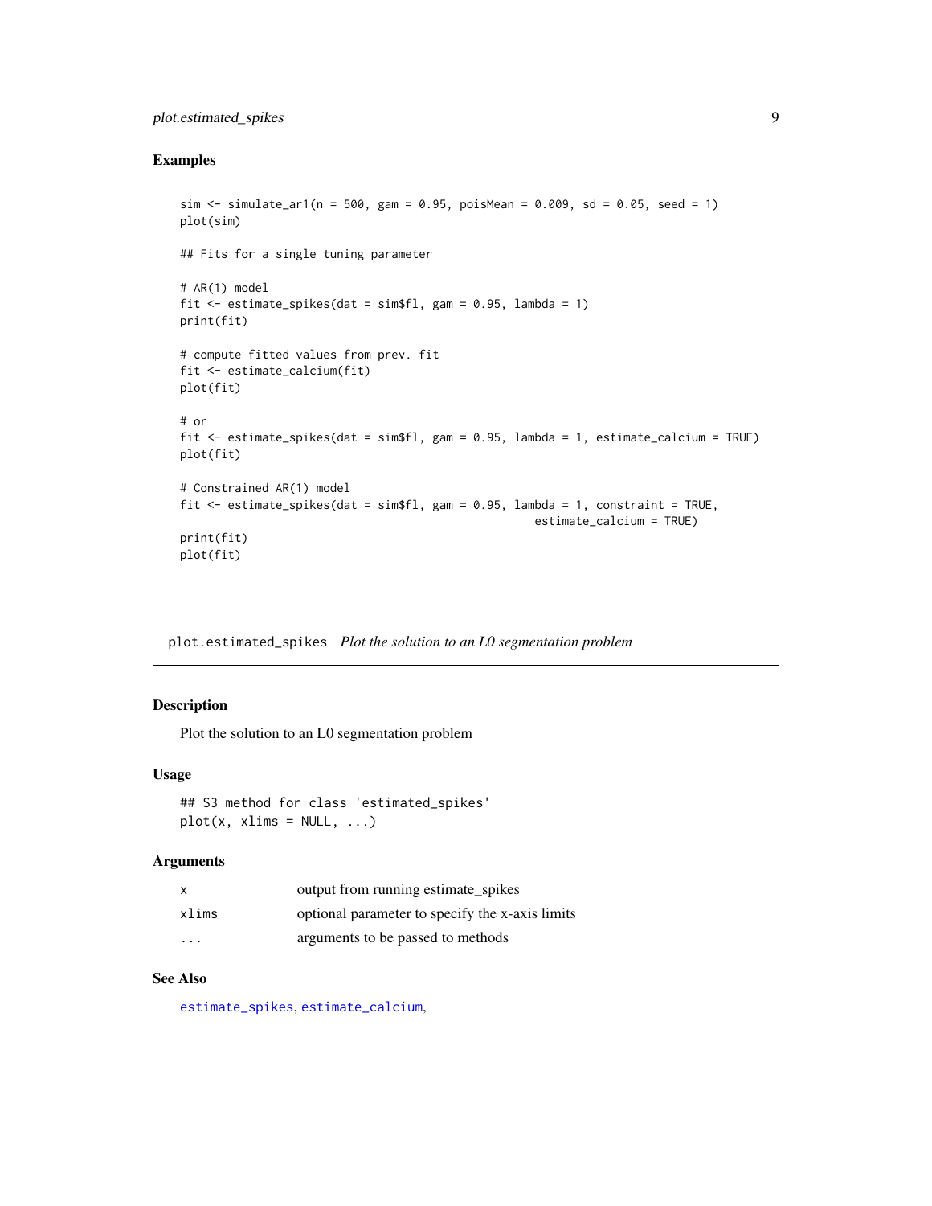## Examples

```
sim <- simulate_ar1(n = 500, gam = 0.95, poisMean = 0.009, sd = 0.05, seed = 1)
plot(sim)

## Fits for a single tuning parameter

# AR(1) model
fit <- estimate_spikes(dat = sim$fl, gam = 0.95, lambda = 1)
print(fit)

# compute fitted values from prev. fit
fit <- estimate_calcium(fit)
plot(fit)

# or
fit <- estimate_spikes(dat = sim$fl, gam = 0.95, lambda = 1, estimate_calcium = TRUE)
plot(fit)

# Constrained AR(1) model
fit <- estimate_spikes(dat = sim$fl, gam = 0.95, lambda = 1, constraint = TRUE,
                                                     estimate_calcium = TRUE)
print(fit)
plot(fit)
```

---

# plot.estimated_spikes *Plot the solution to an L0 segmentation problem*

---

## Description

Plot the solution to an L0 segmentation problem

## Usage

```
## S3 method for class 'estimated_spikes'
plot(x, xlims = NULL, ...)
```

## Arguments

| | |
|---|---|
| x | output from running estimate_spikes |
| xlims | optional parameter to specify the x-axis limits |
| ... | arguments to be passed to methods |

## See Also

estimate_spikes, estimate_calcium,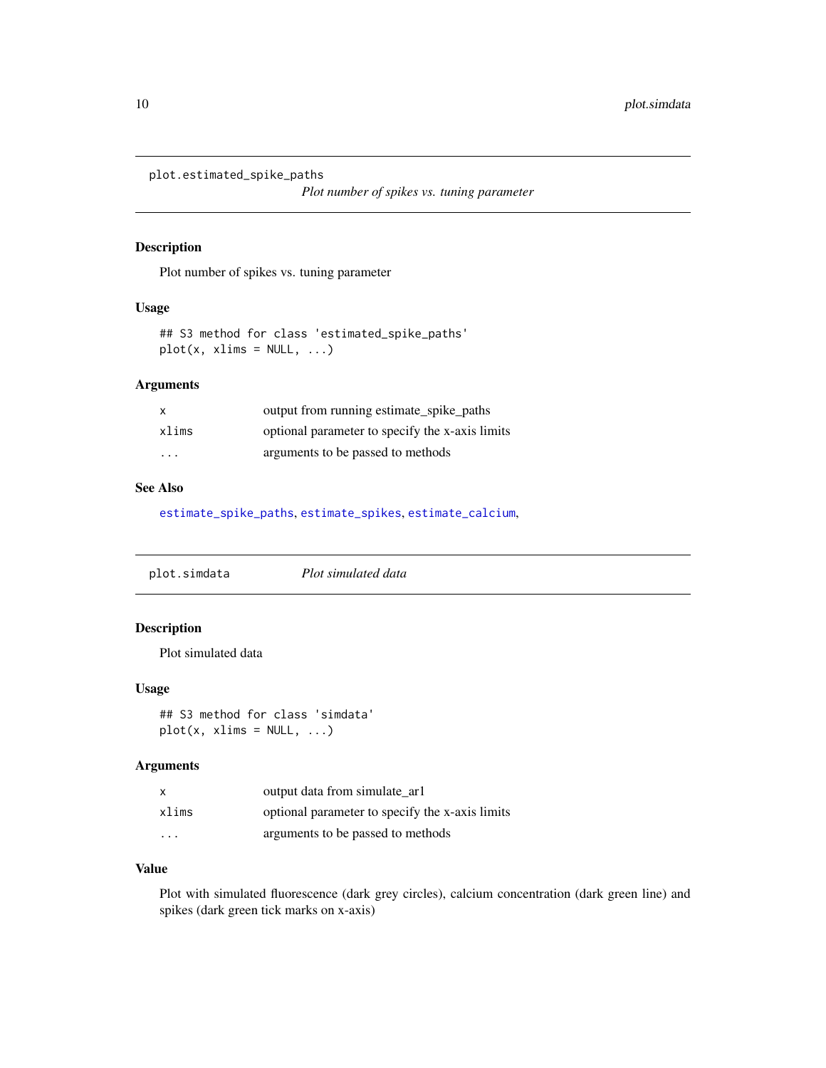## plot.estimated_spike_paths

*Plot number of spikes vs. tuning parameter*

### Description

Plot number of spikes vs. tuning parameter

### Usage

```
## S3 method for class 'estimated_spike_paths'
plot(x, xlims = NULL, ...)
```

### Arguments

| | |
|---|---|
| `x` | output from running estimate_spike_paths |
| `xlims` | optional parameter to specify the x-axis limits |
| `...` | arguments to be passed to methods |

### See Also

estimate_spike_paths, estimate_spikes, estimate_calcium,

## plot.simdata

*Plot simulated data*

### Description

Plot simulated data

### Usage

```
## S3 method for class 'simdata'
plot(x, xlims = NULL, ...)
```

### Arguments

| | |
|---|---|
| `x` | output data from simulate_ar1 |
| `xlims` | optional parameter to specify the x-axis limits |
| `...` | arguments to be passed to methods |

### Value

Plot with simulated fluorescence (dark grey circles), calcium concentration (dark green line) and spikes (dark green tick marks on x-axis)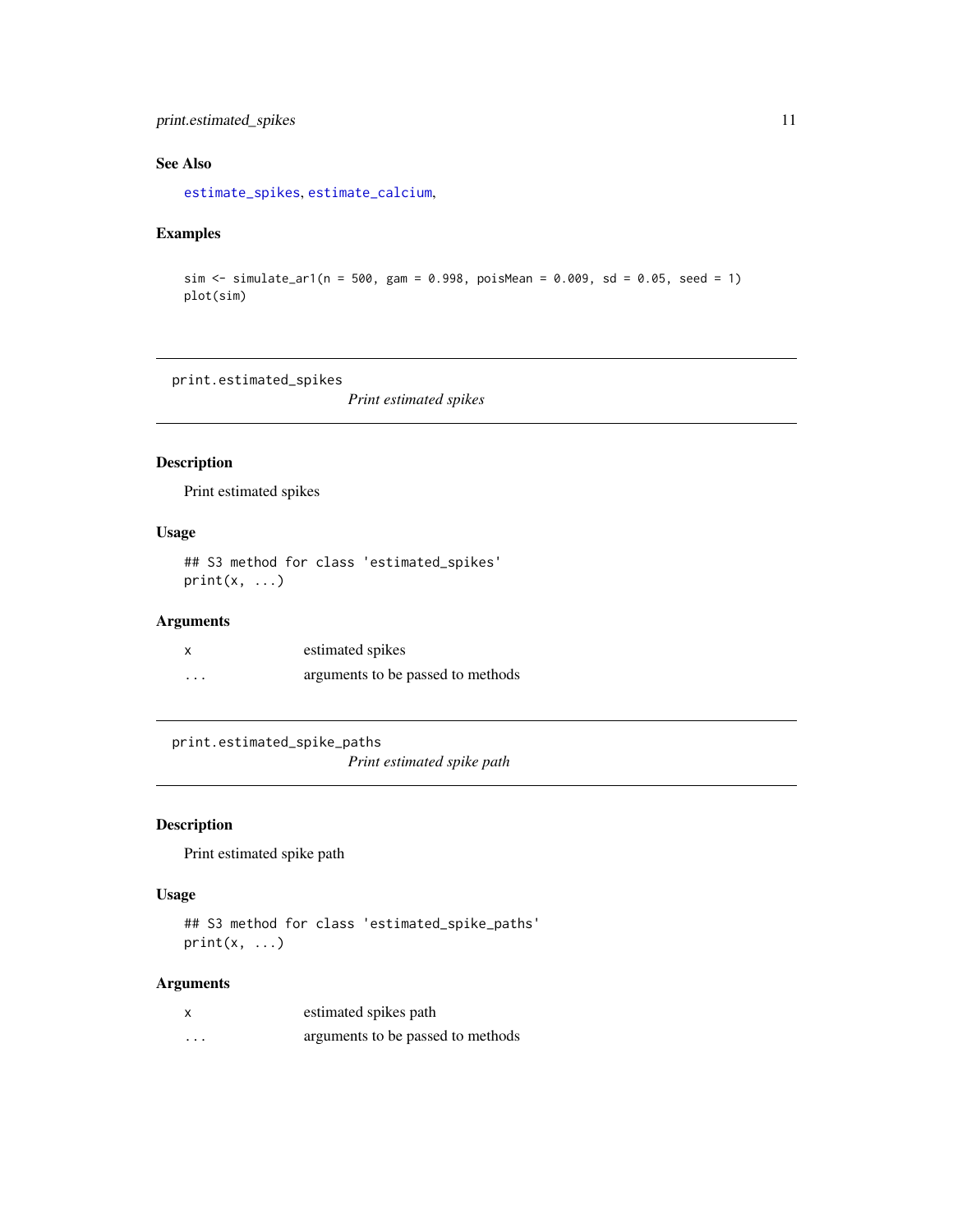## See Also

estimate_spikes, estimate_calcium,

## Examples

```
sim <- simulate_ar1(n = 500, gam = 0.998, poisMean = 0.009, sd = 0.05, seed = 1)
plot(sim)
```

---

# print.estimated_spikes — *Print estimated spikes*

## Description

Print estimated spikes

## Usage

```
## S3 method for class 'estimated_spikes'
print(x, ...)
```

## Arguments

| | |
|---|---|
| x | estimated spikes |
| ... | arguments to be passed to methods |

---

# print.estimated_spike_paths — *Print estimated spike path*

## Description

Print estimated spike path

## Usage

```
## S3 method for class 'estimated_spike_paths'
print(x, ...)
```

## Arguments

| | |
|---|---|
| x | estimated spikes path |
| ... | arguments to be passed to methods |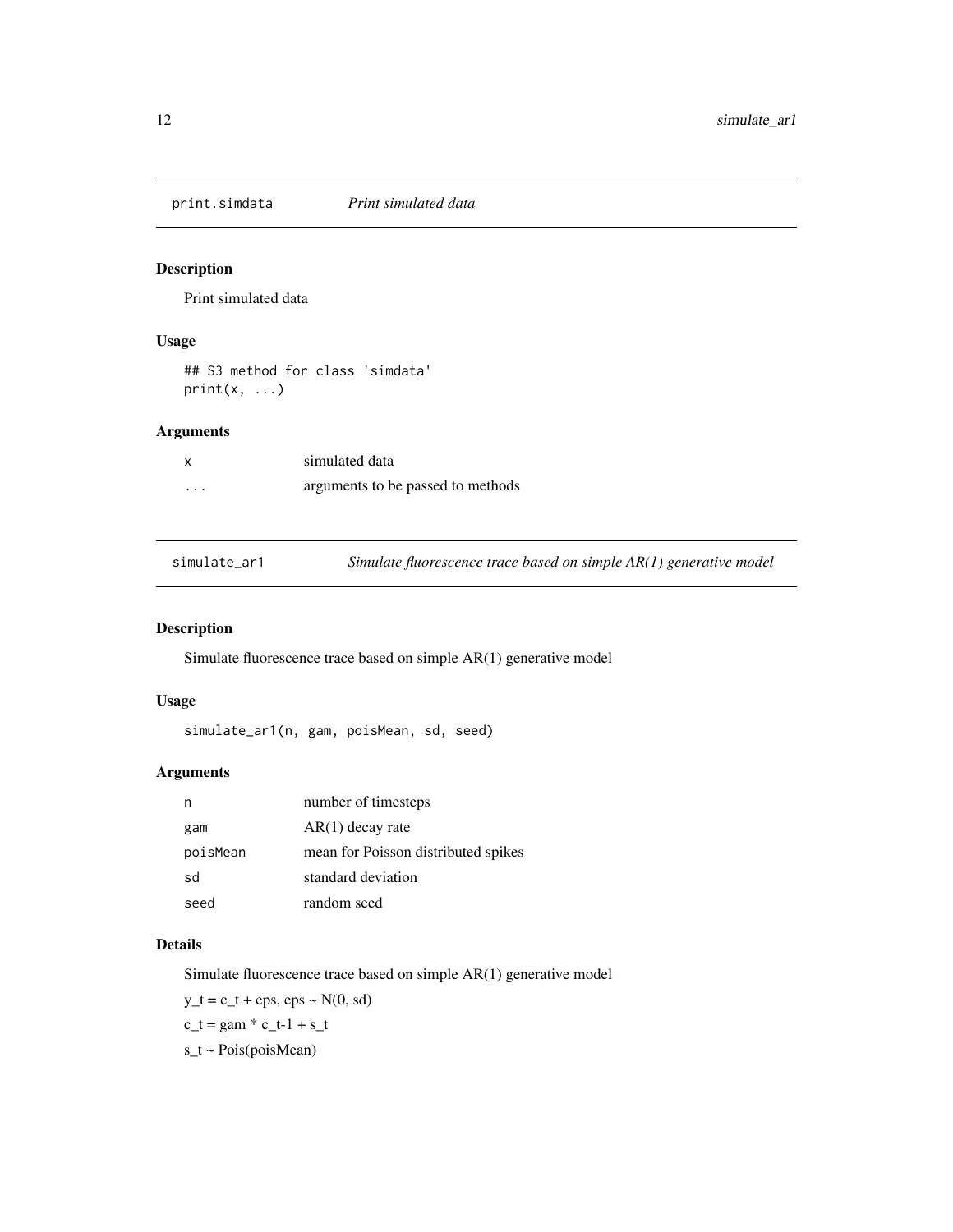## print.simdata *Print simulated data*

### Description

Print simulated data

### Usage

```
## S3 method for class 'simdata'
print(x, ...)
```

### Arguments

| | |
|---|---|
| `x` | simulated data |
| `...` | arguments to be passed to methods |

## simulate_ar1 *Simulate fluorescence trace based on simple AR(1) generative model*

### Description

Simulate fluorescence trace based on simple AR(1) generative model

### Usage

```
simulate_ar1(n, gam, poisMean, sd, seed)
```

### Arguments

| | |
|---|---|
| `n` | number of timesteps |
| `gam` | AR(1) decay rate |
| `poisMean` | mean for Poisson distributed spikes |
| `sd` | standard deviation |
| `seed` | random seed |

### Details

Simulate fluorescence trace based on simple AR(1) generative model

y_t = c_t + eps, eps ~ N(0, sd)

c_t = gam * c_t-1 + s_t

s_t ~ Pois(poisMean)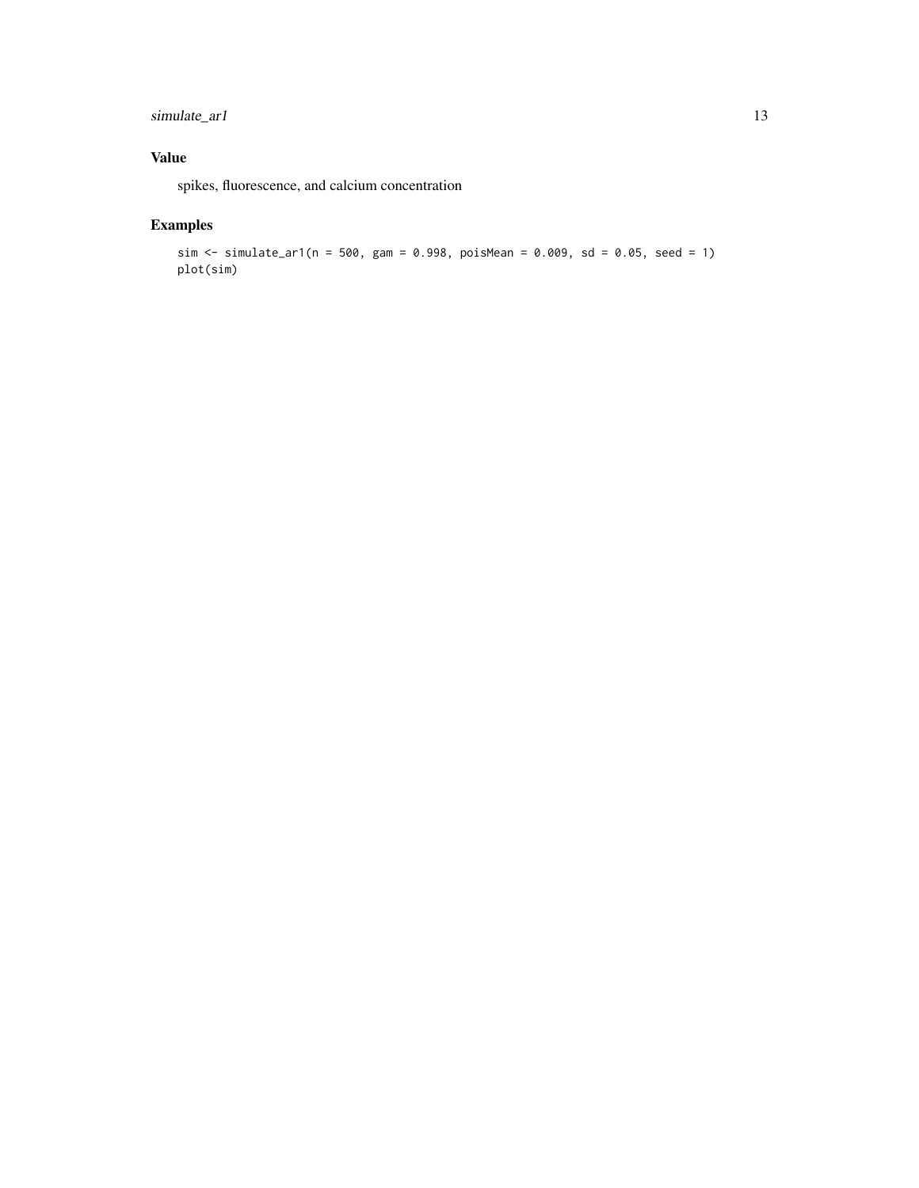## Value

spikes, fluorescence, and calcium concentration

## Examples

```
sim <- simulate_ar1(n = 500, gam = 0.998, poisMean = 0.009, sd = 0.05, seed = 1)
plot(sim)
```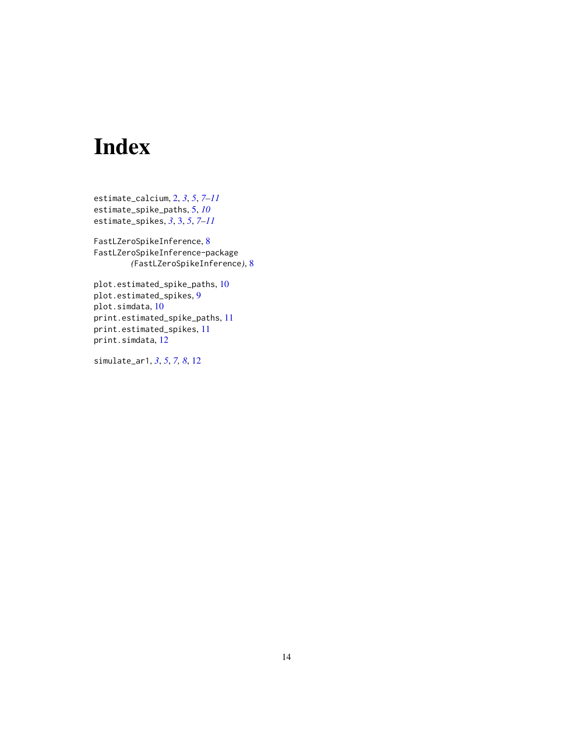# Index

estimate_calcium, 2, *3*, *5*, *7–11*
estimate_spike_paths, 5, *10*
estimate_spikes, *3*, 3, *5*, *7–11*

FastLZeroSpikeInference, 8
FastLZeroSpikeInference-package
        *(*FastLZeroSpikeInference*)*, 8

plot.estimated_spike_paths, 10
plot.estimated_spikes, 9
plot.simdata, 10
print.estimated_spike_paths, 11
print.estimated_spikes, 11
print.simdata, 12

simulate_ar1, *3*, *5*, *7, 8*, 12